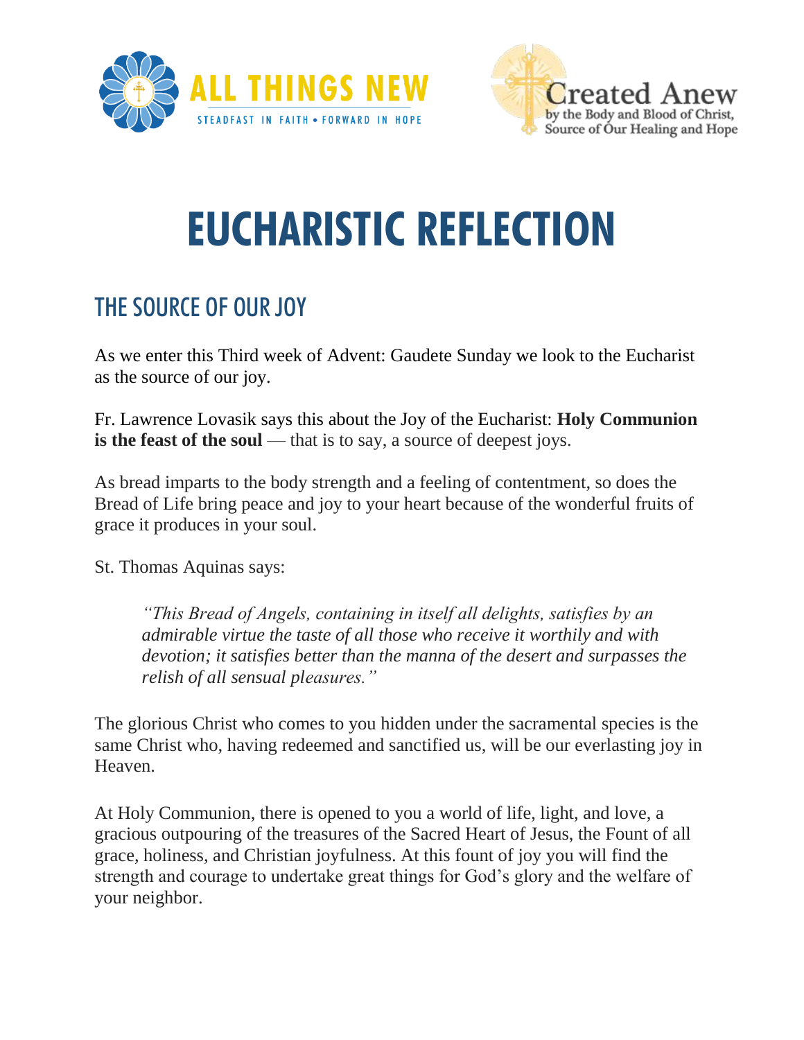ALL THINGS NEW
STEADFAST IN FAITH • FORWARD IN HOPE

Created Anew
by the Body and Blood of Christ,
Source of Our Healing and Hope

# EUCHARISTIC REFLECTION

## THE SOURCE OF OUR JOY

As we enter this Third week of Advent: Gaudete Sunday we look to the Eucharist as the source of our joy.

Fr. Lawrence Lovasik says this about the Joy of the Eucharist: **Holy Communion is the feast of the soul** — that is to say, a source of deepest joys.

As bread imparts to the body strength and a feeling of contentment, so does the Bread of Life bring peace and joy to your heart because of the wonderful fruits of grace it produces in your soul.

St. Thomas Aquinas says:

> *"This Bread of Angels, containing in itself all delights, satisfies by an admirable virtue the taste of all those who receive it worthily and with devotion; it satisfies better than the manna of the desert and surpasses the relish of all sensual pleasures."*

The glorious Christ who comes to you hidden under the sacramental species is the same Christ who, having redeemed and sanctified us, will be our everlasting joy in Heaven.

At Holy Communion, there is opened to you a world of life, light, and love, a gracious outpouring of the treasures of the Sacred Heart of Jesus, the Fount of all grace, holiness, and Christian joyfulness. At this fount of joy you will find the strength and courage to undertake great things for God's glory and the welfare of your neighbor.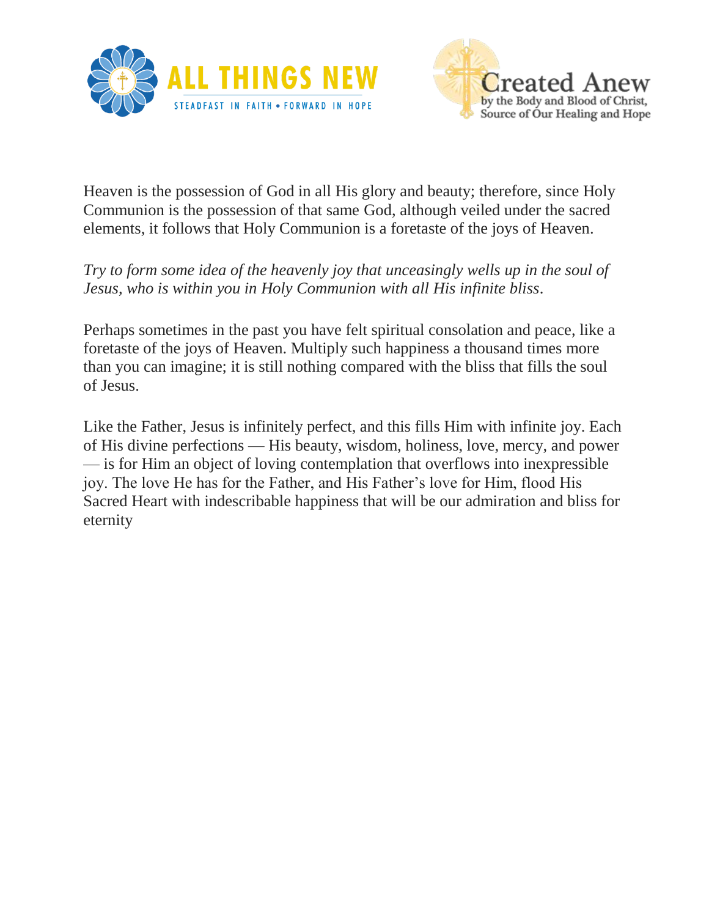Heaven is the possession of God in all His glory and beauty; therefore, since Holy Communion is the possession of that same God, although veiled under the sacred elements, it follows that Holy Communion is a foretaste of the joys of Heaven.

*Try to form some idea of the heavenly joy that unceasingly wells up in the soul of Jesus, who is within you in Holy Communion with all His infinite bliss*.

Perhaps sometimes in the past you have felt spiritual consolation and peace, like a foretaste of the joys of Heaven. Multiply such happiness a thousand times more than you can imagine; it is still nothing compared with the bliss that fills the soul of Jesus.

Like the Father, Jesus is infinitely perfect, and this fills Him with infinite joy. Each of His divine perfections — His beauty, wisdom, holiness, love, mercy, and power — is for Him an object of loving contemplation that overflows into inexpressible joy. The love He has for the Father, and His Father's love for Him, flood His Sacred Heart with indescribable happiness that will be our admiration and bliss for eternity